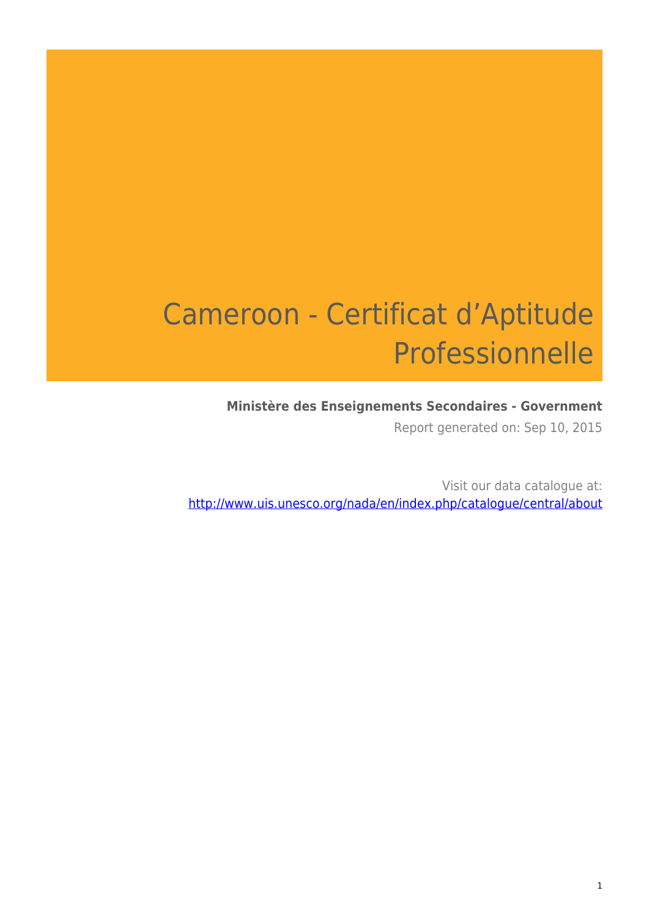# Cameroon - Certificat d’Aptitude Professionnelle

**Ministère des Enseignements Secondaires - Government**

Report generated on: Sep 10, 2015

Visit our data catalogue at: http://www.uis.unesco.org/nada/en/index.php/catalogue/central/about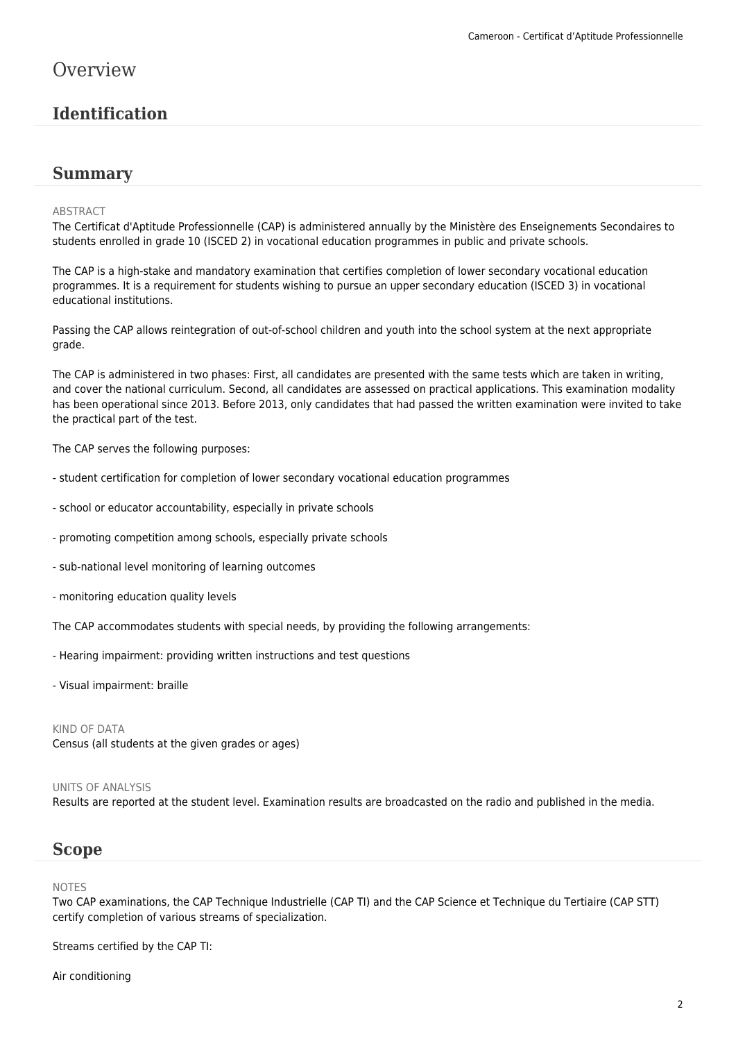# Overview

## Identification

## Summary

ABSTRACT

The Certificat d'Aptitude Professionnelle (CAP) is administered annually by the Ministère des Enseignements Secondaires to students enrolled in grade 10 (ISCED 2) in vocational education programmes in public and private schools.

The CAP is a high-stake and mandatory examination that certifies completion of lower secondary vocational education programmes. It is a requirement for students wishing to pursue an upper secondary education (ISCED 3) in vocational educational institutions.

Passing the CAP allows reintegration of out-of-school children and youth into the school system at the next appropriate grade.

The CAP is administered in two phases: First, all candidates are presented with the same tests which are taken in writing, and cover the national curriculum. Second, all candidates are assessed on practical applications. This examination modality has been operational since 2013. Before 2013, only candidates that had passed the written examination were invited to take the practical part of the test.

The CAP serves the following purposes:

- student certification for completion of lower secondary vocational education programmes

- school or educator accountability, especially in private schools

- promoting competition among schools, especially private schools

- sub-national level monitoring of learning outcomes

- monitoring education quality levels

The CAP accommodates students with special needs, by providing the following arrangements:

- Hearing impairment: providing written instructions and test questions

- Visual impairment: braille

KIND OF DATA

Census (all students at the given grades or ages)

UNITS OF ANALYSIS

Results are reported at the student level. Examination results are broadcasted on the radio and published in the media.

## Scope

NOTES

Two CAP examinations, the CAP Technique Industrielle (CAP TI) and the CAP Science et Technique du Tertiaire (CAP STT) certify completion of various streams of specialization.

Streams certified by the CAP TI:

Air conditioning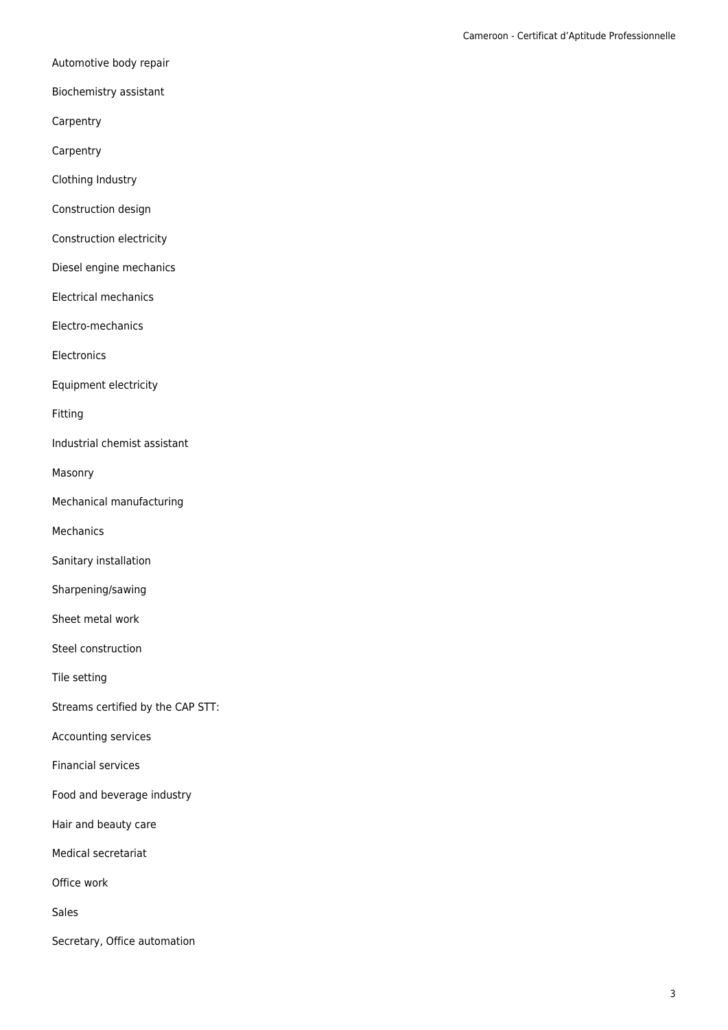Automotive body repair

Biochemistry assistant

Carpentry

Carpentry

Clothing Industry

Construction design

Construction electricity

Diesel engine mechanics

Electrical mechanics

Electro-mechanics

Electronics

Equipment electricity

Fitting

Industrial chemist assistant

Masonry

Mechanical manufacturing

Mechanics

Sanitary installation

Sharpening/sawing

Sheet metal work

Steel construction

Tile setting

Streams certified by the CAP STT:

Accounting services

Financial services

Food and beverage industry

Hair and beauty care

Medical secretariat

Office work

Sales

Secretary, Office automation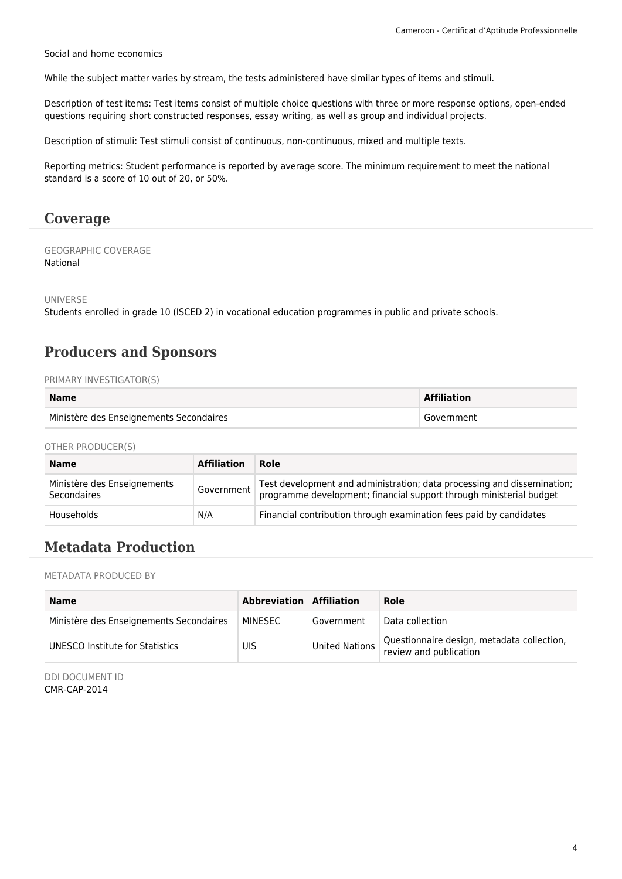Social and home economics

While the subject matter varies by stream, the tests administered have similar types of items and stimuli.

Description of test items: Test items consist of multiple choice questions with three or more response options, open-ended questions requiring short constructed responses, essay writing, as well as group and individual projects.

Description of stimuli: Test stimuli consist of continuous, non-continuous, mixed and multiple texts.

Reporting metrics: Student performance is reported by average score. The minimum requirement to meet the national standard is a score of 10 out of 20, or 50%.

## Coverage

GEOGRAPHIC COVERAGE

National

UNIVERSE

Students enrolled in grade 10 (ISCED 2) in vocational education programmes in public and private schools.

## Producers and Sponsors

PRIMARY INVESTIGATOR(S)

| Name | Affiliation |
| --- | --- |
| Ministère des Enseignements Secondaires | Government |

OTHER PRODUCER(S)

| Name | Affiliation | Role |
| --- | --- | --- |
| Ministère des Enseignements Secondaires | Government | Test development and administration; data processing and dissemination; programme development; financial support through ministerial budget |
| Households | N/A | Financial contribution through examination fees paid by candidates |

## Metadata Production

METADATA PRODUCED BY

| Name | Abbreviation | Affiliation | Role |
| --- | --- | --- | --- |
| Ministère des Enseignements Secondaires | MINESEC | Government | Data collection |
| UNESCO Institute for Statistics | UIS | United Nations | Questionnaire design, metadata collection, review and publication |

DDI DOCUMENT ID

CMR-CAP-2014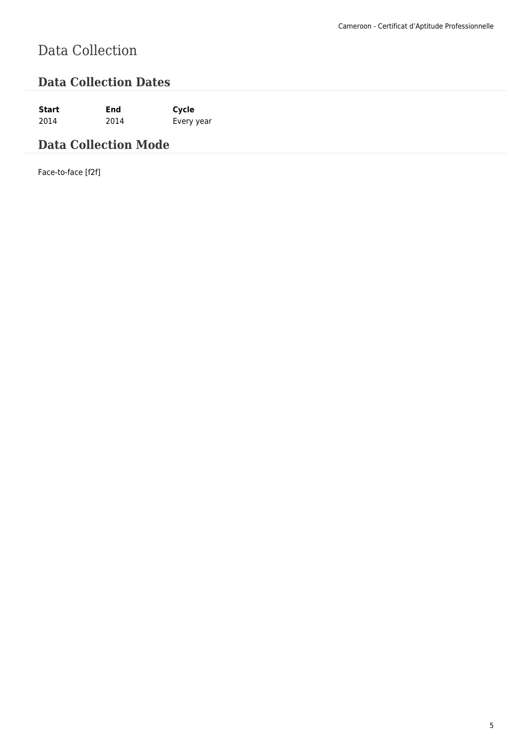# Data Collection

## Data Collection Dates

| Start | End | Cycle |
|---|---|---|
| 2014 | 2014 | Every year |

## Data Collection Mode

Face-to-face [f2f]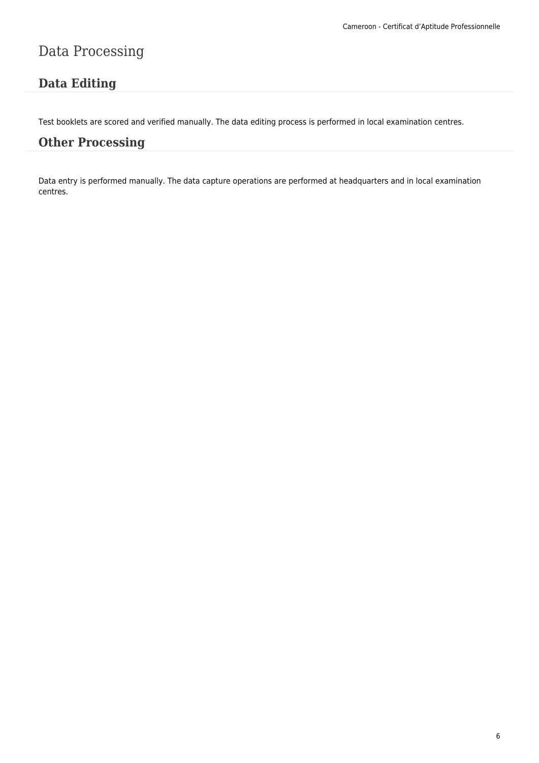# Data Processing

## Data Editing

Test booklets are scored and verified manually. The data editing process is performed in local examination centres.

## Other Processing

Data entry is performed manually. The data capture operations are performed at headquarters and in local examination centres.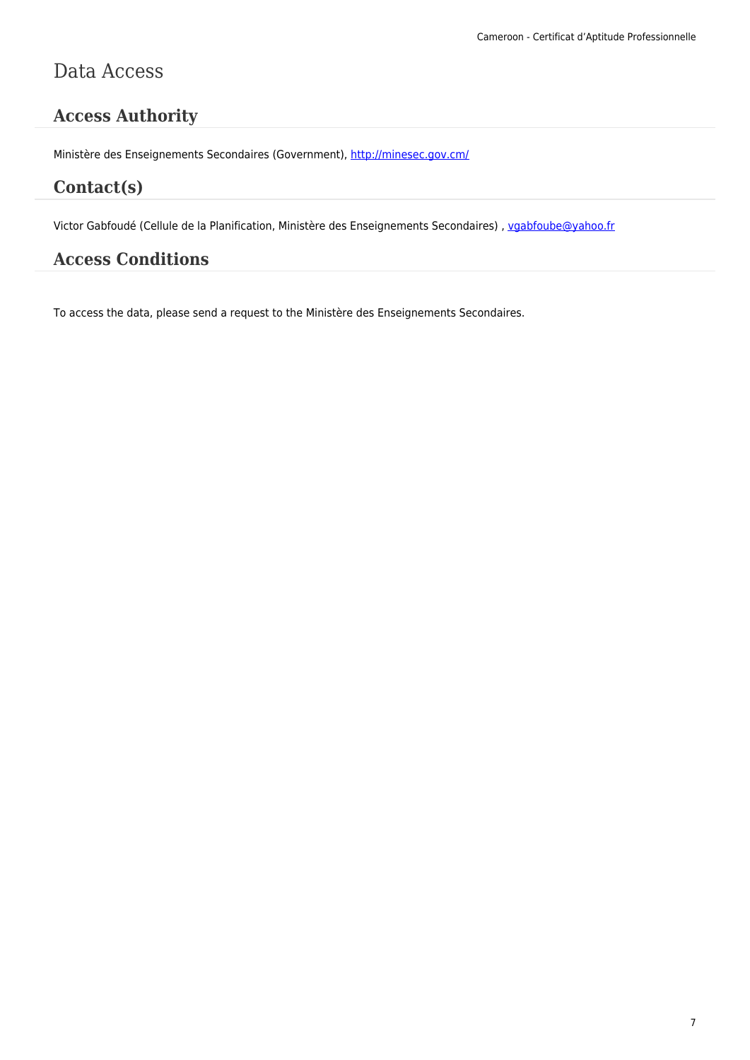# Data Access

## Access Authority

Ministère des Enseignements Secondaires (Government), http://minesec.gov.cm/

## Contact(s)

Victor Gabfoudé (Cellule de la Planification, Ministère des Enseignements Secondaires) , vgabfoube@yahoo.fr

## Access Conditions

To access the data, please send a request to the Ministère des Enseignements Secondaires.